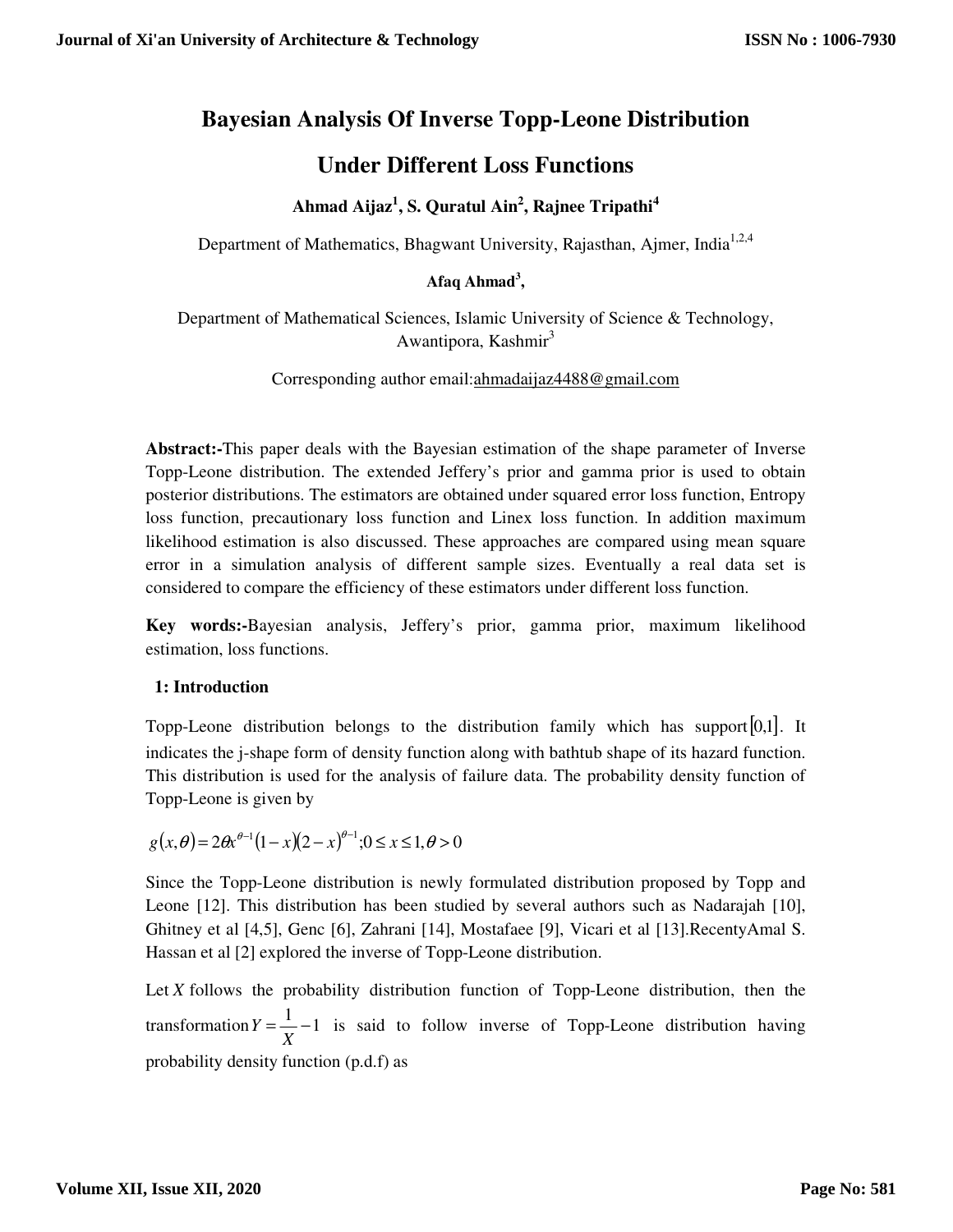# Bayesian Analysis Of Inverse Topp-Leone Distribution Under Different Loss Functions

**Ahmad Aijaz[1], S. Quratul Ain[2], Rajnee Tripathi[4]**

Department of Mathematics, Bhagwant University, Rajasthan, Ajmer, India[1,2,4]

**Afaq Ahmad[3],**

Department of Mathematical Sciences, Islamic University of Science & Technology, Awantipora, Kashmir[3]

Corresponding author email:ahmadaijaz4488@gmail.com

**Abstract:-**This paper deals with the Bayesian estimation of the shape parameter of Inverse Topp-Leone distribution. The extended Jeffery's prior and gamma prior is used to obtain posterior distributions. The estimators are obtained under squared error loss function, Entropy loss function, precautionary loss function and Linex loss function. In addition maximum likelihood estimation is also discussed. These approaches are compared using mean square error in a simulation analysis of different sample sizes. Eventually a real data set is considered to compare the efficiency of these estimators under different loss function.

**Key words:-**Bayesian analysis, Jeffery's prior, gamma prior, maximum likelihood estimation, loss functions.

## 1: Introduction

Topp-Leone distribution belongs to the distribution family which has support $[0,1]$. It indicates the j-shape form of density function along with bathtub shape of its hazard function. This distribution is used for the analysis of failure data. The probability density function of Topp-Leone is given by

$$g(x,\theta)=2\theta x^{\theta-1}(1-x)(2-x)^{\theta-1};0\leq x\leq 1,\theta>0$$

Since the Topp-Leone distribution is newly formulated distribution proposed by Topp and Leone [12]. This distribution has been studied by several authors such as Nadarajah [10], Ghitney et al [4,5], Genc [6], Zahrani [14], Mostafaee [9], Vicari et al [13].RecentyAmal S. Hassan et al [2] explored the inverse of Topp-Leone distribution.

Let $X$ follows the probability distribution function of Topp-Leone distribution, then the transformation $Y=\frac{1}{X}-1$ is said to follow inverse of Topp-Leone distribution having probability density function (p.d.f) as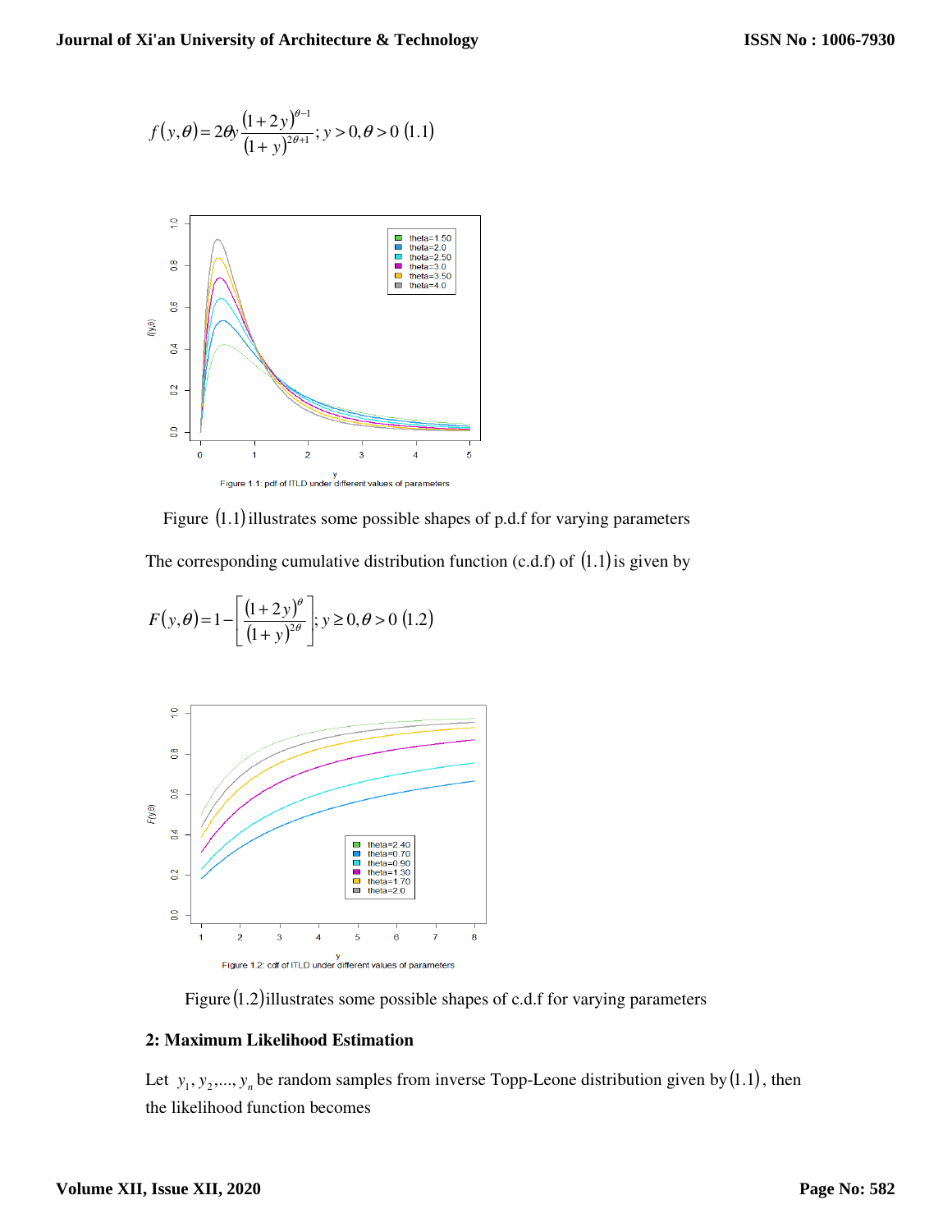$$f(y,\theta) = 2\theta y \frac{(1+2y)^{\theta-1}}{(1+y)^{2\theta+1}}; y > 0, \theta > 0 \quad (1.1)$$

Figure 1.1: pdf of ITLD under different values of parameters

Figure $(1.1)$ illustrates some possible shapes of p.d.f for varying parameters

The corresponding cumulative distribution function (c.d.f) of $(1.1)$ is given by

$$F(y,\theta) = 1 - \left[\frac{(1+2y)^{\theta}}{(1+y)^{2\theta}}\right]; y \geq 0, \theta > 0 \quad (1.2)$$

Figure 1.2: cdf of ITLD under different values of parameters

Figure $(1.2)$ illustrates some possible shapes of c.d.f for varying parameters

**2: Maximum Likelihood Estimation**

Let $y_1, y_2, \ldots, y_n$ be random samples from inverse Topp-Leone distribution given by $(1.1)$, then the likelihood function becomes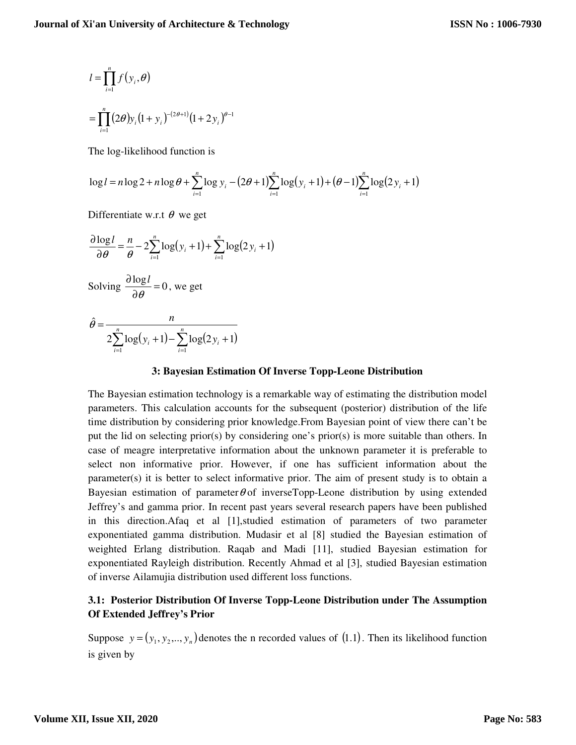$$l = \prod_{i=1}^{n} f(y_i, \theta)$$

$$= \prod_{i=1}^{n} (2\theta) y_i (1 + y_i)^{-(2\theta+1)} (1 + 2y_i)^{\theta-1}$$

The log-likelihood function is

$$\log l = n\log 2 + n\log\theta + \sum_{i=1}^{n}\log y_i - (2\theta+1)\sum_{i=1}^{n}\log(y_i+1) + (\theta-1)\sum_{i=1}^{n}\log(2y_i+1)$$

Differentiate w.r.t $\theta$ we get

$$\frac{\partial \log l}{\partial\theta} = \frac{n}{\theta} - 2\sum_{i=1}^{n}\log(y_i+1) + \sum_{i=1}^{n}\log(2y_i+1)$$

Solving $\frac{\partial \log l}{\partial\theta} = 0$, we get

$$\hat{\theta} = \frac{n}{2\sum_{i=1}^{n}\log(y_i+1) - \sum_{i=1}^{n}\log(2y_i+1)}$$

## 3: Bayesian Estimation Of Inverse Topp-Leone Distribution

The Bayesian estimation technology is a remarkable way of estimating the distribution model parameters. This calculation accounts for the subsequent (posterior) distribution of the life time distribution by considering prior knowledge.From Bayesian point of view there can't be put the lid on selecting prior(s) by considering one's prior(s) is more suitable than others. In case of meagre interpretative information about the unknown parameter it is preferable to select non informative prior. However, if one has sufficient information about the parameter(s) it is better to select informative prior. The aim of present study is to obtain a Bayesian estimation of parameter $\theta$ of inverseTopp-Leone distribution by using extended Jeffrey's and gamma prior. In recent past years several research papers have been published in this direction.Afaq et al [1],studied estimation of parameters of two parameter exponentiated gamma distribution. Mudasir et al [8] studied the Bayesian estimation of weighted Erlang distribution. Raqab and Madi [11], studied Bayesian estimation for exponentiated Rayleigh distribution. Recently Ahmad et al [3], studied Bayesian estimation of inverse Ailamujia distribution used different loss functions.

### 3.1: Posterior Distribution Of Inverse Topp-Leone Distribution under The Assumption Of Extended Jeffrey's Prior

Suppose $y = (y_1, y_2, .., y_n)$ denotes the n recorded values of $(1.1)$. Then its likelihood function is given by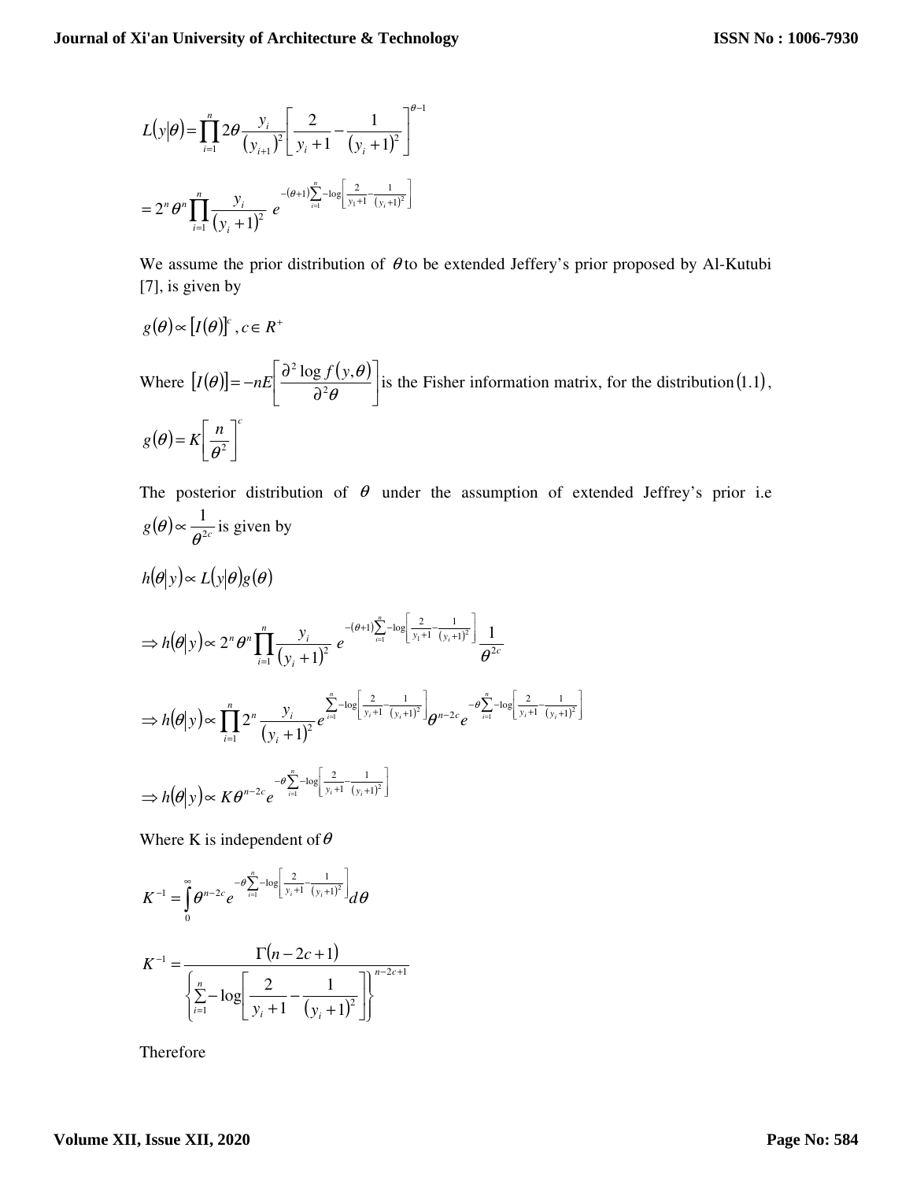$$L(y|\theta) = \prod_{i=1}^{n} 2\theta \frac{y_i}{(y_{i+1})^2}\left[\frac{2}{y_i+1} - \frac{1}{(y_i+1)^2}\right]^{\theta-1}$$

$$= 2^n \theta^n \prod_{i=1}^{n} \frac{y_i}{(y_i+1)^2}\; e^{-(\theta+1)\sum_{i=1}^{n} -\log\left[\frac{2}{y_1+1} - \frac{1}{(y_i+1)^2}\right]}$$

We assume the prior distribution of $\theta$ to be extended Jeffery's prior proposed by Al-Kutubi [7], is given by

$$g(\theta) \propto [I(\theta)]^c, c \in R^+$$

Where $[I(\theta)] = -nE\left[\frac{\partial^2 \log f(y,\theta)}{\partial^2\theta}\right]$ is the Fisher information matrix, for the distribution $(1.1)$,

$$g(\theta) = K\left[\frac{n}{\theta^2}\right]^c$$

The posterior distribution of $\theta$ under the assumption of extended Jeffrey's prior i.e $g(\theta) \propto \frac{1}{\theta^{2c}}$ is given by

$$h(\theta|y) \propto L(y|\theta)g(\theta)$$

$$\Rightarrow h(\theta|y) \propto 2^n \theta^n \prod_{i=1}^{n} \frac{y_i}{(y_i+1)^2}\; e^{-(\theta+1)\sum_{i=1}^{n} -\log\left[\frac{2}{y_1+1} - \frac{1}{(y_i+1)^2}\right]} \frac{1}{\theta^{2c}}$$

$$\Rightarrow h(\theta|y) \propto \prod_{i=1}^{n} 2^n \frac{y_i}{(y_i+1)^2} e^{\sum_{i=1}^{n} -\log\left[\frac{2}{y_i+1} - \frac{1}{(y_i+1)^2}\right]} \theta^{n-2c} e^{-\theta\sum_{i=1}^{n} -\log\left[\frac{2}{y_i+1} - \frac{1}{(y_i+1)^2}\right]}$$

$$\Rightarrow h(\theta|y) \propto K\theta^{n-2c} e^{-\theta\sum_{i=1}^{n} -\log\left[\frac{2}{y_i+1} - \frac{1}{(y_i+1)^2}\right]}$$

Where K is independent of $\theta$

$$K^{-1} = \int_0^\infty \theta^{n-2c} e^{-\theta\sum_{i=1}^{n} -\log\left[\frac{2}{y_i+1} - \frac{1}{(y_i+1)^2}\right]} d\theta$$

$$K^{-1} = \frac{\Gamma(n-2c+1)}{\left\{\sum_{i=1}^{n} -\log\left[\frac{2}{y_i+1} - \frac{1}{(y_i+1)^2}\right]\right\}^{n-2c+1}}$$

Therefore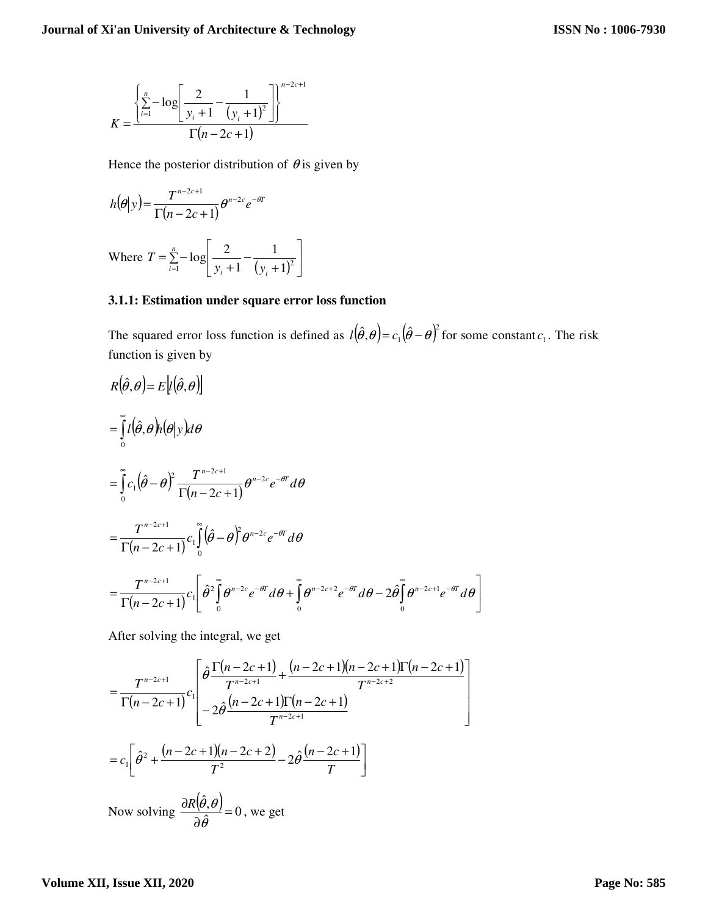$$K = \frac{\left\{\sum_{i=1}^{n} -\log\left[\frac{2}{y_i+1} - \frac{1}{(y_i+1)^2}\right]\right\}^{n-2c+1}}{\Gamma(n-2c+1)}$$

Hence the posterior distribution of $\theta$ is given by

$$h(\theta|y) = \frac{T^{n-2c+1}}{\Gamma(n-2c+1)}\theta^{n-2c}e^{-\theta T}$$

Where $T = \sum_{i=1}^{n} -\log\left[\frac{2}{y_i+1} - \frac{1}{(y_i+1)^2}\right]$

### 3.1.1: Estimation under square error loss function

The squared error loss function is defined as $l(\hat{\theta},\theta) = c_1(\hat{\theta}-\theta)^2$ for some constant $c_1$. The risk function is given by

$$R(\hat{\theta},\theta) = E[l(\hat{\theta},\theta)]$$

$$= \int_0^\infty l(\hat{\theta},\theta)h(\theta|y)d\theta$$

$$= \int_0^\infty c_1(\hat{\theta}-\theta)^2 \frac{T^{n-2c+1}}{\Gamma(n-2c+1)}\theta^{n-2c}e^{-\theta T}d\theta$$

$$= \frac{T^{n-2c+1}}{\Gamma(n-2c+1)}c_1\int_0^\infty (\hat{\theta}-\theta)^2\theta^{n-2c}e^{-\theta T}d\theta$$

$$= \frac{T^{n-2c+1}}{\Gamma(n-2c+1)}c_1\left[\hat{\theta}^2\int_0^\infty \theta^{n-2c}e^{-\theta T}d\theta + \int_0^\infty \theta^{n-2c+2}e^{-\theta T}d\theta - 2\hat{\theta}\int_0^\infty \theta^{n-2c+1}e^{-\theta T}d\theta\right]$$

After solving the integral, we get

$$= \frac{T^{n-2c+1}}{\Gamma(n-2c+1)}c_1\left[\begin{matrix}\hat{\theta}\frac{\Gamma(n-2c+1)}{T^{n-2c+1}} + \frac{(n-2c+1)(n-2c+1)\Gamma(n-2c+1)}{T^{n-2c+2}} \\ -2\hat{\theta}\frac{(n-2c+1)\Gamma(n-2c+1)}{T^{n-2c+1}}\end{matrix}\right]$$

$$= c_1\left[\hat{\theta}^2 + \frac{(n-2c+1)(n-2c+2)}{T^2} - 2\hat{\theta}\frac{(n-2c+1)}{T}\right]$$

Now solving $\frac{\partial R(\hat{\theta},\theta)}{\partial\hat{\theta}} = 0$, we get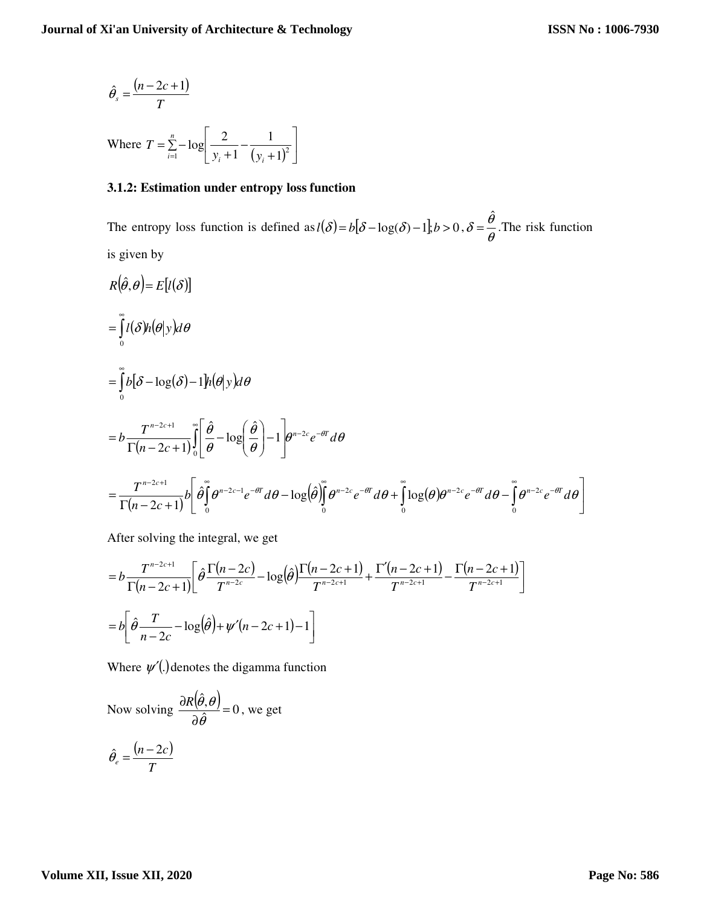$$\hat{\theta}_s = \frac{(n-2c+1)}{T}$$

Where $T = \sum_{i=1}^{n} -\log\left[\frac{2}{y_i+1} - \frac{1}{(y_i+1)^2}\right]$

### 3.1.2: Estimation under entropy loss function

The entropy loss function is defined as $l(\delta) = b[\delta - \log(\delta) - 1]; b > 0, \delta = \frac{\hat{\theta}}{\theta}$. The risk function is given by

$$R(\hat{\theta}, \theta) = E[l(\delta)]$$

$$= \int_0^\infty l(\delta) h(\theta|y) d\theta$$

$$= \int_0^\infty b[\delta - \log(\delta) - 1] h(\theta|y) d\theta$$

$$= b\frac{T^{n-2c+1}}{\Gamma(n-2c+1)} \int_0^\infty \left[\frac{\hat{\theta}}{\theta} - \log\left(\frac{\hat{\theta}}{\theta}\right) - 1\right] \theta^{n-2c} e^{-\theta T} d\theta$$

$$= \frac{T^{n-2c+1}}{\Gamma(n-2c+1)} b\left[\hat{\theta}\int_0^\infty \theta^{n-2c-1} e^{-\theta T} d\theta - \log(\hat{\theta})\int_0^\infty \theta^{n-2c} e^{-\theta T} d\theta + \int_0^\infty \log(\theta)\theta^{n-2c} e^{-\theta T} d\theta - \int_0^\infty \theta^{n-2c} e^{-\theta T} d\theta\right]$$

After solving the integral, we get

$$= b\frac{T^{n-2c+1}}{\Gamma(n-2c+1)}\left[\hat{\theta}\frac{\Gamma(n-2c)}{T^{n-2c}} - \log(\hat{\theta})\frac{\Gamma(n-2c+1)}{T^{n-2c+1}} + \frac{\Gamma'(n-2c+1)}{T^{n-2c+1}} - \frac{\Gamma(n-2c+1)}{T^{n-2c+1}}\right]$$

$$= b\left[\hat{\theta}\frac{T}{n-2c} - \log(\hat{\theta}) + \psi'(n-2c+1) - 1\right]$$

Where $\psi'(.)$ denotes the digamma function

Now solving $\frac{\partial R(\hat{\theta}, \theta)}{\partial \hat{\theta}} = 0$, we get

$$\hat{\theta}_e = \frac{(n-2c)}{T}$$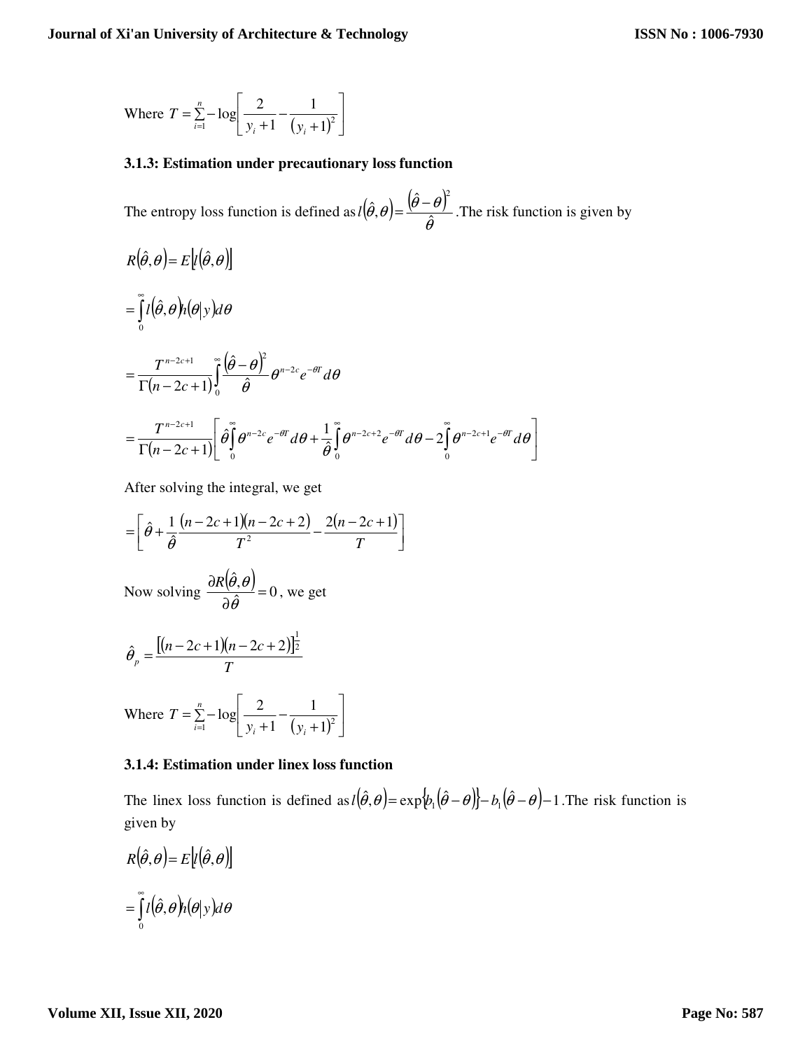Where $T=\sum_{i=1}^{n}-\log\left[\frac{2}{y_i+1}-\frac{1}{(y_i+1)^2}\right]$

### 3.1.3: Estimation under precautionary loss function

The entropy loss function is defined as $l(\hat{\theta},\theta)=\frac{(\hat{\theta}-\theta)^2}{\hat{\theta}}$ .The risk function is given by

$$R(\hat{\theta},\theta)=E[l(\hat{\theta},\theta)]$$

$$=\int_0^\infty l(\hat{\theta},\theta)h(\theta|y)d\theta$$

$$=\frac{T^{n-2c+1}}{\Gamma(n-2c+1)}\int_0^\infty \frac{(\hat{\theta}-\theta)^2}{\hat{\theta}}\theta^{n-2c}e^{-\theta T}d\theta$$

$$=\frac{T^{n-2c+1}}{\Gamma(n-2c+1)}\left[\hat{\theta}\int_0^\infty \theta^{n-2c}e^{-\theta T}d\theta+\frac{1}{\hat{\theta}}\int_0^\infty \theta^{n-2c+2}e^{-\theta T}d\theta-2\int_0^\infty \theta^{n-2c+1}e^{-\theta T}d\theta\right]$$

After solving the integral, we get

$$=\left[\hat{\theta}+\frac{1}{\hat{\theta}}\frac{(n-2c+1)(n-2c+2)}{T^2}-\frac{2(n-2c+1)}{T}\right]$$

Now solving $\frac{\partial R(\hat{\theta},\theta)}{\partial \hat{\theta}}=0$, we get

$$\hat{\theta}_p=\frac{[(n-2c+1)(n-2c+2)]^{\frac{1}{2}}}{T}$$

Where $T=\sum_{i=1}^{n}-\log\left[\frac{2}{y_i+1}-\frac{1}{(y_i+1)^2}\right]$

### 3.1.4: Estimation under linex loss function

The linex loss function is defined as $l(\hat{\theta},\theta)=\exp\{b_1(\hat{\theta}-\theta)\}-b_1(\hat{\theta}-\theta)-1$ .The risk function is given by

$$R(\hat{\theta},\theta)=E[l(\hat{\theta},\theta)]$$

$$=\int_0^\infty l(\hat{\theta},\theta)h(\theta|y)d\theta$$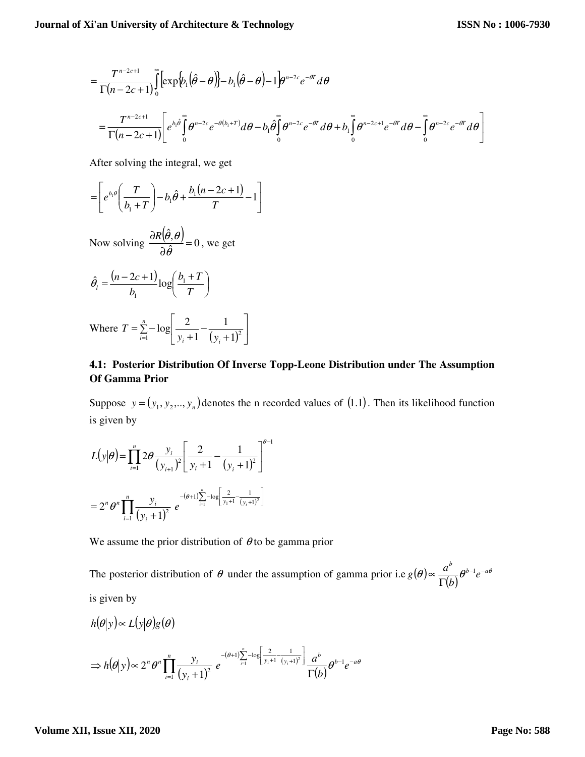$$= \frac{T^{n-2c+1}}{\Gamma(n-2c+1)} \int_0^\infty \left[ \exp\{b_1(\hat{\theta}-\theta)\} - b_1(\hat{\theta}-\theta) - 1 \right] \theta^{n-2c} e^{-\theta T} d\theta$$

$$= \frac{T^{n-2c+1}}{\Gamma(n-2c+1)} \left[ e^{b_1\hat{\theta}} \int_0^\infty \theta^{n-2c} e^{-\theta(b_1+T)} d\theta - b_1\hat{\theta} \int_0^\infty \theta^{n-2c} e^{-\theta T} d\theta + b_1 \int_0^\infty \theta^{n-2c+1} e^{-\theta T} d\theta - \int_0^\infty \theta^{n-2c} e^{-\theta T} d\theta \right]$$

After solving the integral, we get

$$= \left[ e^{b_1\theta} \left( \frac{T}{b_1+T} \right) - b_1\hat{\theta} + \frac{b_1(n-2c+1)}{T} - 1 \right]$$

Now solving $\frac{\partial R(\hat{\theta},\theta)}{\partial \hat{\theta}} = 0$, we get

$$\hat{\theta}_l = \frac{(n-2c+1)}{b_1} \log\left( \frac{b_1+T}{T} \right)$$

Where $T = \sum_{i=1}^{n} -\log\left[ \frac{2}{y_i+1} - \frac{1}{(y_i+1)^2} \right]$

### 4.1: Posterior Distribution Of Inverse Topp-Leone Distribution under The Assumption Of Gamma Prior

Suppose $y = (y_1, y_2, ..., y_n)$ denotes the n recorded values of $(1.1)$. Then its likelihood function is given by

$$L(y|\theta) = \prod_{i=1}^{n} 2\theta \frac{y_i}{(y_{i+1})^2} \left[ \frac{2}{y_i+1} - \frac{1}{(y_i+1)^2} \right]^{\theta-1}$$

$$= 2^n \theta^n \prod_{i=1}^{n} \frac{y_i}{(y_i+1)^2} \, e^{-(\theta+1)\sum_{i=1}^{n} -\log\left[ \frac{2}{y_1+1} - \frac{1}{(y_i+1)^2} \right]}$$

We assume the prior distribution of $\theta$ to be gamma prior

The posterior distribution of $\theta$ under the assumption of gamma prior i.e $g(\theta) \propto \frac{a^b}{\Gamma(b)} \theta^{b-1} e^{-a\theta}$ is given by

$$h(\theta|y) \propto L(y|\theta) g(\theta)$$

$$\Rightarrow h(\theta|y) \propto 2^n \theta^n \prod_{i=1}^{n} \frac{y_i}{(y_i+1)^2} \, e^{-(\theta+1)\sum_{i=1}^{n} -\log\left[ \frac{2}{y_1+1} - \frac{1}{(y_i+1)^2} \right]} \frac{a^b}{\Gamma(b)} \theta^{b-1} e^{-a\theta}$$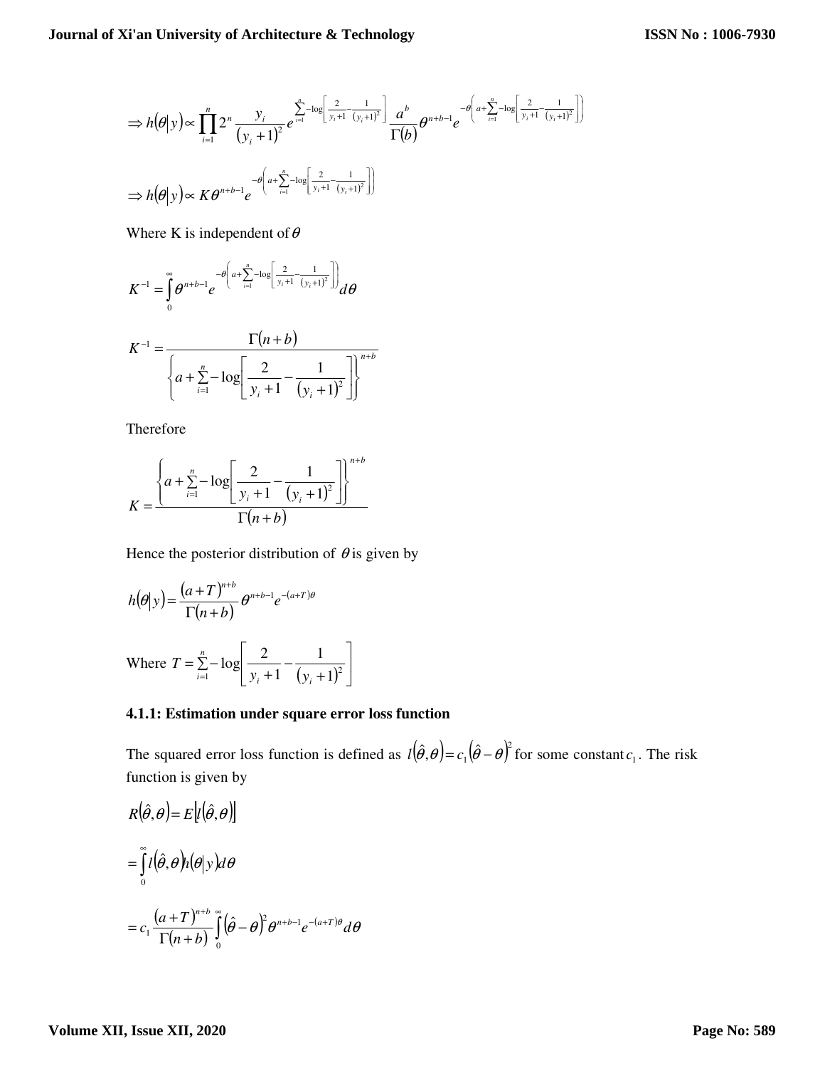$$\Rightarrow h(\theta|y) \propto \prod_{i=1}^{n} 2^n \frac{y_i}{(y_i+1)^2} e^{\sum_{i=1}^{n} -\log\left[\frac{2}{y_i+1} - \frac{1}{(y_i+1)^2}\right]} \frac{a^b}{\Gamma(b)} \theta^{n+b-1} e^{-\theta\left(a + \sum_{i=1}^{n} -\log\left[\frac{2}{y_i+1} - \frac{1}{(y_i+1)^2}\right]\right)}$$

$$\Rightarrow h(\theta|y) \propto K \theta^{n+b-1} e^{-\theta\left(a + \sum_{i=1}^{n} -\log\left[\frac{2}{y_i+1} - \frac{1}{(y_i+1)^2}\right]\right)}$$

Where K is independent of $\theta$

$$K^{-1} = \int_0^\infty \theta^{n+b-1} e^{-\theta\left(a + \sum_{i=1}^{n} -\log\left[\frac{2}{y_i+1} - \frac{1}{(y_i+1)^2}\right]\right)} d\theta$$

$$K^{-1} = \frac{\Gamma(n+b)}{\left\{a + \sum_{i=1}^{n} -\log\left[\frac{2}{y_i+1} - \frac{1}{(y_i+1)^2}\right]\right\}^{n+b}}$$

Therefore

$$K = \frac{\left\{a + \sum_{i=1}^{n} -\log\left[\frac{2}{y_i+1} - \frac{1}{(y_i+1)^2}\right]\right\}^{n+b}}{\Gamma(n+b)}$$

Hence the posterior distribution of $\theta$ is given by

$$h(\theta|y) = \frac{(a+T)^{n+b}}{\Gamma(n+b)} \theta^{n+b-1} e^{-(a+T)\theta}$$

Where $T = \sum_{i=1}^{n} -\log\left[\frac{2}{y_i+1} - \frac{1}{(y_i+1)^2}\right]$

### 4.1.1: Estimation under square error loss function

The squared error loss function is defined as $l(\hat{\theta}, \theta) = c_1(\hat{\theta} - \theta)^2$ for some constant $c_1$. The risk function is given by

$$R(\hat{\theta}, \theta) = E[l(\hat{\theta}, \theta)]$$

$$= \int_0^\infty l(\hat{\theta}, \theta) h(\theta|y) d\theta$$

$$= c_1 \frac{(a+T)^{n+b}}{\Gamma(n+b)} \int_0^\infty (\hat{\theta} - \theta)^2 \theta^{n+b-1} e^{-(a+T)\theta} d\theta$$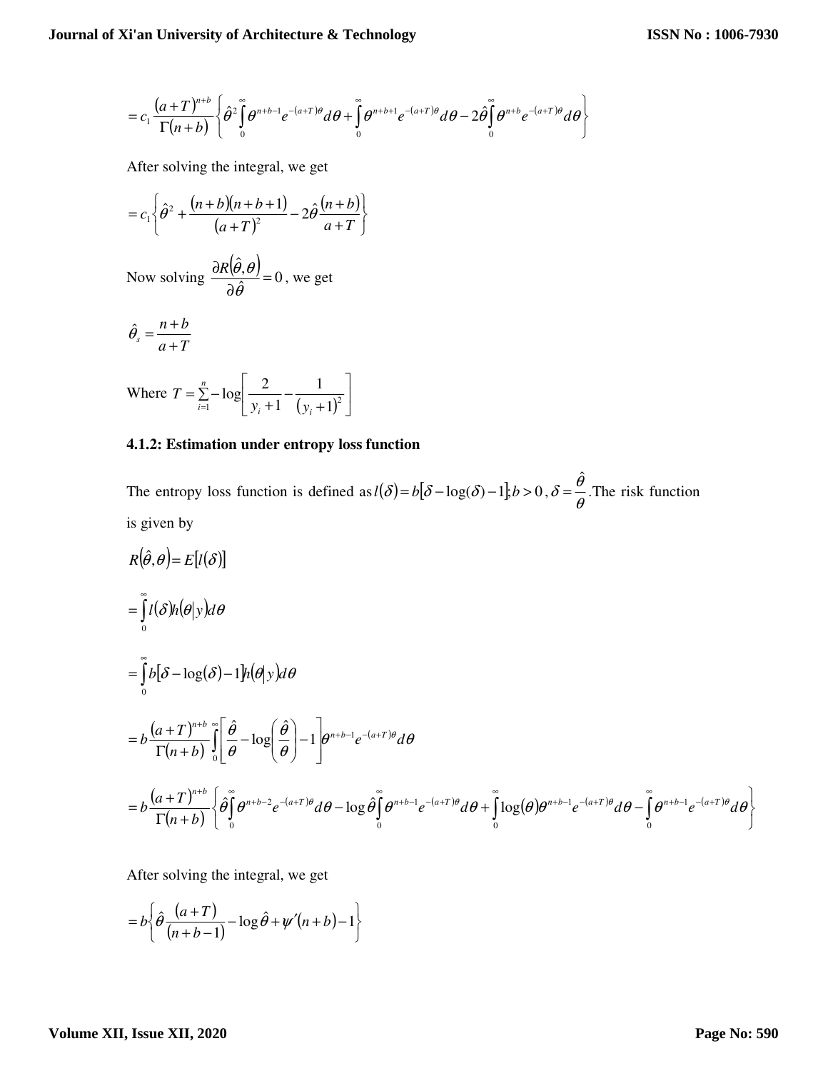$$= c_1 \frac{(a+T)^{n+b}}{\Gamma(n+b)} \left\{ \hat{\theta}^2 \int_0^\infty \theta^{n+b-1} e^{-(a+T)\theta} d\theta + \int_0^\infty \theta^{n+b+1} e^{-(a+T)\theta} d\theta - 2\hat{\theta} \int_0^\infty \theta^{n+b} e^{-(a+T)\theta} d\theta \right\}$$

After solving the integral, we get

$$= c_1 \left\{ \hat{\theta}^2 + \frac{(n+b)(n+b+1)}{(a+T)^2} - 2\hat{\theta} \frac{(n+b)}{a+T} \right\}$$

Now solving $\frac{\partial R(\hat{\theta}, \theta)}{\partial \hat{\theta}} = 0$, we get

$$\hat{\theta}_s = \frac{n+b}{a+T}$$

Where $T = \sum_{i=1}^{n} -\log\left[ \frac{2}{y_i + 1} - \frac{1}{(y_i + 1)^2} \right]$

### 4.1.2: Estimation under entropy loss function

The entropy loss function is defined as $l(\delta) = b[\delta - \log(\delta) - 1]; b > 0$, $\delta = \frac{\hat{\theta}}{\theta}$. The risk function is given by

$$R(\hat{\theta}, \theta) = E[l(\delta)]$$

$$= \int_0^\infty l(\delta) h(\theta | y) d\theta$$

$$= \int_0^\infty b[\delta - \log(\delta) - 1] h(\theta | y) d\theta$$

$$= b \frac{(a+T)^{n+b}}{\Gamma(n+b)} \int_0^\infty \left[ \frac{\hat{\theta}}{\theta} - \log\left( \frac{\hat{\theta}}{\theta} \right) - 1 \right] \theta^{n+b-1} e^{-(a+T)\theta} d\theta$$

$$= b \frac{(a+T)^{n+b}}{\Gamma(n+b)} \left\{ \hat{\theta} \int_0^\infty \theta^{n+b-2} e^{-(a+T)\theta} d\theta - \log \hat{\theta} \int_0^\infty \theta^{n+b-1} e^{-(a+T)\theta} d\theta + \int_0^\infty \log(\theta) \theta^{n+b-1} e^{-(a+T)\theta} d\theta - \int_0^\infty \theta^{n+b-1} e^{-(a+T)\theta} d\theta \right\}$$

After solving the integral, we get

$$= b \left\{ \hat{\theta} \frac{(a+T)}{(n+b-1)} - \log \hat{\theta} + \psi'(n+b) - 1 \right\}$$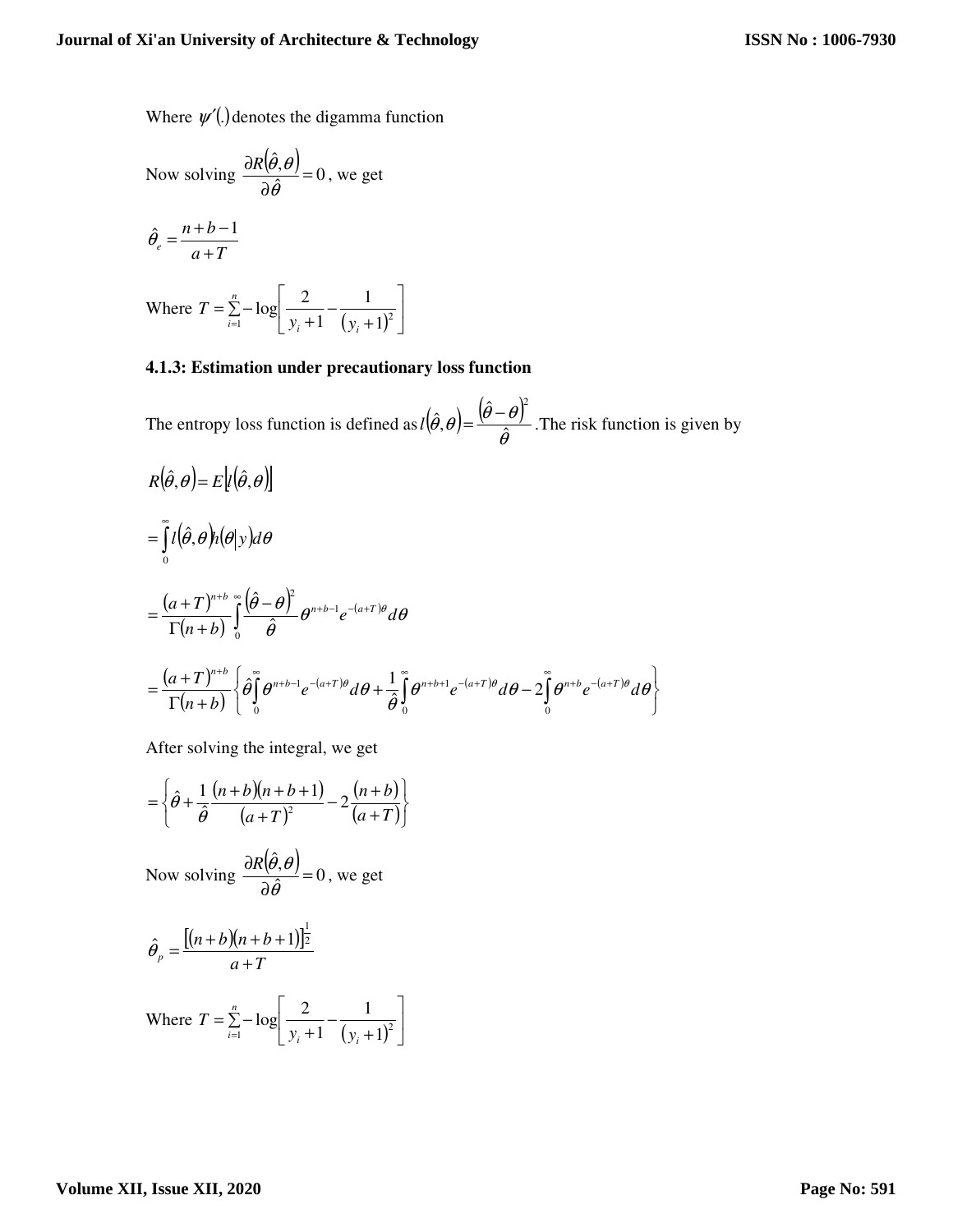Where $\psi'(.)$ denotes the digamma function

Now solving $\frac{\partial R(\hat{\theta},\theta)}{\partial \hat{\theta}} = 0$, we get

$$\hat{\theta}_e = \frac{n+b-1}{a+T}$$

Where $T = \sum_{i=1}^{n} -\log\left[\frac{2}{y_i+1} - \frac{1}{(y_i+1)^2}\right]$

### 4.1.3: Estimation under precautionary loss function

The entropy loss function is defined as $l(\hat{\theta},\theta) = \frac{(\hat{\theta}-\theta)^2}{\hat{\theta}}$. The risk function is given by

$$R(\hat{\theta},\theta) = E[l(\hat{\theta},\theta)]$$

$$= \int_0^\infty l(\hat{\theta},\theta) h(\theta|y) d\theta$$

$$= \frac{(a+T)^{n+b}}{\Gamma(n+b)} \int_0^\infty \frac{(\hat{\theta}-\theta)^2}{\hat{\theta}} \theta^{n+b-1} e^{-(a+T)\theta} d\theta$$

$$= \frac{(a+T)^{n+b}}{\Gamma(n+b)} \left\{ \hat{\theta} \int_0^\infty \theta^{n+b-1} e^{-(a+T)\theta} d\theta + \frac{1}{\hat{\theta}} \int_0^\infty \theta^{n+b+1} e^{-(a+T)\theta} d\theta - 2\int_0^\infty \theta^{n+b} e^{-(a+T)\theta} d\theta \right\}$$

After solving the integral, we get

$$= \left\{ \hat{\theta} + \frac{1}{\hat{\theta}} \frac{(n+b)(n+b+1)}{(a+T)^2} - 2\frac{(n+b)}{(a+T)} \right\}$$

Now solving $\frac{\partial R(\hat{\theta},\theta)}{\partial \hat{\theta}} = 0$, we get

$$\hat{\theta}_p = \frac{[(n+b)(n+b+1)]^{\frac{1}{2}}}{a+T}$$

Where $T = \sum_{i=1}^{n} -\log\left[\frac{2}{y_i+1} - \frac{1}{(y_i+1)^2}\right]$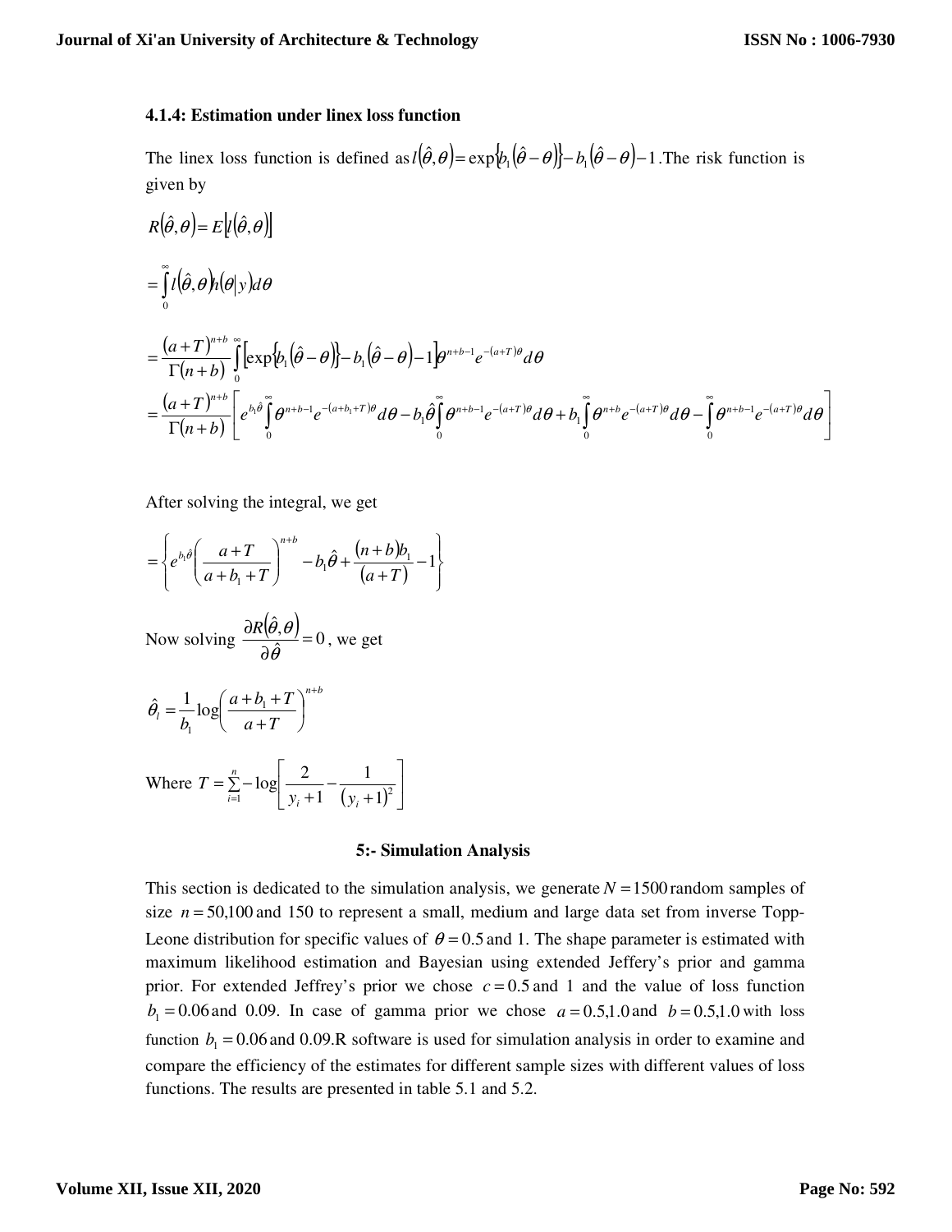### 4.1.4: Estimation under linex loss function

The linex loss function is defined as $l(\hat{\theta},\theta)=\exp\{b_1(\hat{\theta}-\theta)\}-b_1(\hat{\theta}-\theta)-1$. The risk function is given by

$$R(\hat{\theta},\theta)=E[l(\hat{\theta},\theta)]$$

$$=\int_0^\infty l(\hat{\theta},\theta)h(\theta|y)d\theta$$

$$=\frac{(a+T)^{n+b}}{\Gamma(n+b)}\int_0^\infty\left[\exp\{b_1(\hat{\theta}-\theta)\}-b_1(\hat{\theta}-\theta)-1\right]\theta^{n+b-1}e^{-(a+T)\theta}d\theta$$

$$=\frac{(a+T)^{n+b}}{\Gamma(n+b)}\left[e^{b_1\hat{\theta}}\int_0^\infty\theta^{n+b-1}e^{-(a+b_1+T)\theta}d\theta-b_1\hat{\theta}\int_0^\infty\theta^{n+b-1}e^{-(a+T)\theta}d\theta+b_1\int_0^\infty\theta^{n+b}e^{-(a+T)\theta}d\theta-\int_0^\infty\theta^{n+b-1}e^{-(a+T)\theta}d\theta\right]$$

After solving the integral, we get

$$=\left\{e^{b_1\hat{\theta}}\left(\frac{a+T}{a+b_1+T}\right)^{n+b}-b_1\hat{\theta}+\frac{(n+b)b_1}{(a+T)}-1\right\}$$

Now solving $\frac{\partial R(\hat{\theta},\theta)}{\partial\hat{\theta}}=0$, we get

$$\hat{\theta}_l=\frac{1}{b_1}\log\left(\frac{a+b_1+T}{a+T}\right)^{n+b}$$

Where $T=\sum_{i=1}^{n}-\log\left[\frac{2}{y_i+1}-\frac{1}{(y_i+1)^2}\right]$

#### 5:- Simulation Analysis

This section is dedicated to the simulation analysis, we generate $N=1500$ random samples of size $n=50,100$ and 150 to represent a small, medium and large data set from inverse Topp-Leone distribution for specific values of $\theta=0.5$ and 1. The shape parameter is estimated with maximum likelihood estimation and Bayesian using extended Jeffery's prior and gamma prior. For extended Jeffrey's prior we chose $c=0.5$ and 1 and the value of loss function $b_1=0.06$ and 0.09. In case of gamma prior we chose $a=0.5,1.0$ and $b=0.5,1.0$ with loss function $b_1=0.06$ and 0.09.R software is used for simulation analysis in order to examine and compare the efficiency of the estimates for different sample sizes with different values of loss functions. The results are presented in table 5.1 and 5.2.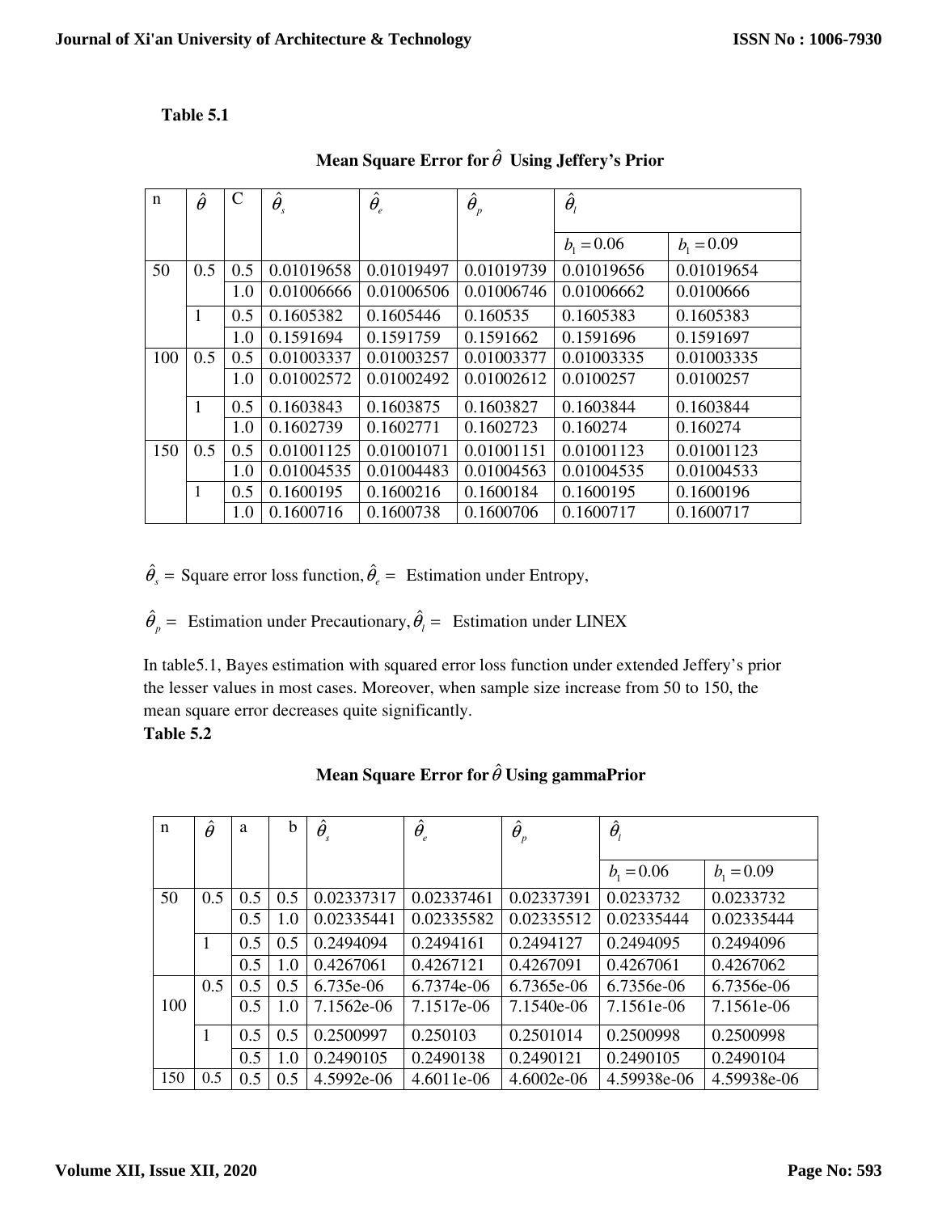**Table 5.1**

**Mean Square Error for $\hat{\theta}$ Using Jeffery's Prior**

| n | $\hat{\theta}$ | C | $\hat{\theta}_s$ | $\hat{\theta}_e$ | $\hat{\theta}_p$ | $\hat{\theta}_l$ | |
|---|---|---|---|---|---|---|---|
| | | | | | | $b_1 = 0.06$ | $b_1 = 0.09$ |
| 50 | 0.5 | 0.5 | 0.01019658 | 0.01019497 | 0.01019739 | 0.01019656 | 0.01019654 |
| | | 1.0 | 0.01006666 | 0.01006506 | 0.01006746 | 0.01006662 | 0.0100666 |
| | 1 | 0.5 | 0.1605382 | 0.1605446 | 0.160535 | 0.1605383 | 0.1605383 |
| | | 1.0 | 0.1591694 | 0.1591759 | 0.1591662 | 0.1591696 | 0.1591697 |
| 100 | 0.5 | 0.5 | 0.01003337 | 0.01003257 | 0.01003377 | 0.01003335 | 0.01003335 |
| | | 1.0 | 0.01002572 | 0.01002492 | 0.01002612 | 0.0100257 | 0.0100257 |
| | 1 | 0.5 | 0.1603843 | 0.1603875 | 0.1603827 | 0.1603844 | 0.1603844 |
| | | 1.0 | 0.1602739 | 0.1602771 | 0.1602723 | 0.160274 | 0.160274 |
| 150 | 0.5 | 0.5 | 0.01001125 | 0.01001071 | 0.01001151 | 0.01001123 | 0.01001123 |
| | | 1.0 | 0.01004535 | 0.01004483 | 0.01004563 | 0.01004535 | 0.01004533 |
| | 1 | 0.5 | 0.1600195 | 0.1600216 | 0.1600184 | 0.1600195 | 0.1600196 |
| | | 1.0 | 0.1600716 | 0.1600738 | 0.1600706 | 0.1600717 | 0.1600717 |

$\hat{\theta}_s =$ Square error loss function, $\hat{\theta}_e =$ Estimation under Entropy,

$\hat{\theta}_p =$ Estimation under Precautionary, $\hat{\theta}_l =$ Estimation under LINEX

In table5.1, Bayes estimation with squared error loss function under extended Jeffery's prior the lesser values in most cases. Moreover, when sample size increase from 50 to 150, the mean square error decreases quite significantly.

**Table 5.2**

**Mean Square Error for $\hat{\theta}$ Using gammaPrior**

| n | $\hat{\theta}$ | a | b | $\hat{\theta}_s$ | $\hat{\theta}_e$ | $\hat{\theta}_p$ | $\hat{\theta}_l$ | |
|---|---|---|---|---|---|---|---|---|
| | | | | | | | $b_1 = 0.06$ | $b_1 = 0.09$ |
| 50 | 0.5 | 0.5 | 0.5 | 0.02337317 | 0.02337461 | 0.02337391 | 0.0233732 | 0.0233732 |
| | | 0.5 | 1.0 | 0.02335441 | 0.02335582 | 0.02335512 | 0.02335444 | 0.02335444 |
| | 1 | 0.5 | 0.5 | 0.2494094 | 0.2494161 | 0.2494127 | 0.2494095 | 0.2494096 |
| | | 0.5 | 1.0 | 0.4267061 | 0.4267121 | 0.4267091 | 0.4267061 | 0.4267062 |
| 100 | 0.5 | 0.5 | 0.5 | 6.735e-06 | 6.7374e-06 | 6.7365e-06 | 6.7356e-06 | 6.7356e-06 |
| | | 0.5 | 1.0 | 7.1562e-06 | 7.1517e-06 | 7.1540e-06 | 7.1561e-06 | 7.1561e-06 |
| | 1 | 0.5 | 0.5 | 0.2500997 | 0.250103 | 0.2501014 | 0.2500998 | 0.2500998 |
| | | 0.5 | 1.0 | 0.2490105 | 0.2490138 | 0.2490121 | 0.2490105 | 0.2490104 |
| 150 | 0.5 | 0.5 | 0.5 | 4.5992e-06 | 4.6011e-06 | 4.6002e-06 | 4.59938e-06 | 4.59938e-06 |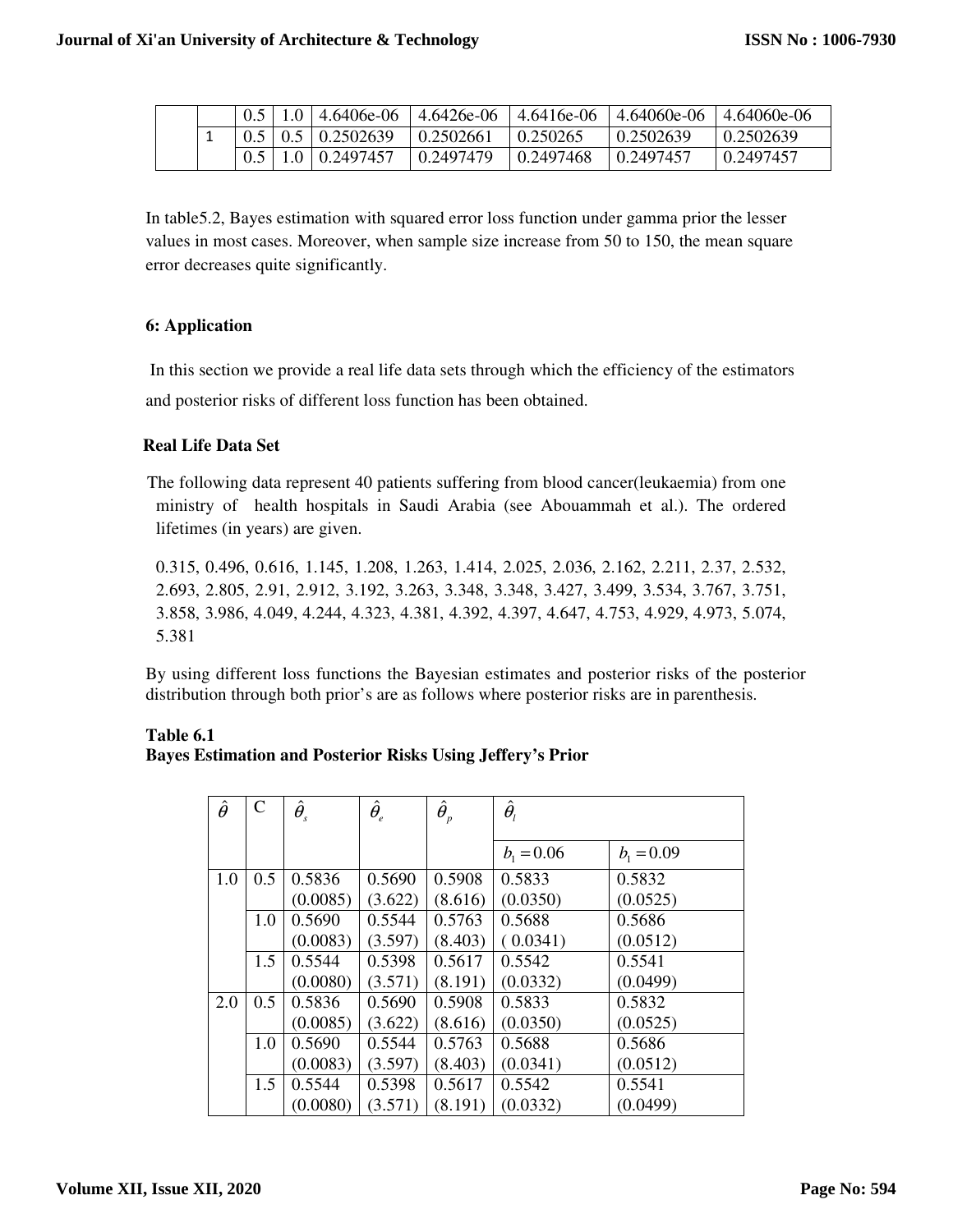|  |  | 0.5 | 1.0 | 4.6406e-06 | 4.6426e-06 | 4.6416e-06 | 4.64060e-06 | 4.64060e-06 |
|---|---|---|---|---|---|---|---|---|
|  | 1 | 0.5 | 0.5 | 0.2502639 | 0.2502661 | 0.250265 | 0.2502639 | 0.2502639 |
|  |  | 0.5 | 1.0 | 0.2497457 | 0.2497479 | 0.2497468 | 0.2497457 | 0.2497457 |

In table5.2, Bayes estimation with squared error loss function under gamma prior the lesser values in most cases. Moreover, when sample size increase from 50 to 150, the mean square error decreases quite significantly.

## 6: Application

In this section we provide a real life data sets through which the efficiency of the estimators and posterior risks of different loss function has been obtained.

### Real Life Data Set

The following data represent 40 patients suffering from blood cancer(leukaemia) from one ministry of health hospitals in Saudi Arabia (see Abouammah et al.). The ordered lifetimes (in years) are given.

0.315, 0.496, 0.616, 1.145, 1.208, 1.263, 1.414, 2.025, 2.036, 2.162, 2.211, 2.37, 2.532, 2.693, 2.805, 2.91, 2.912, 3.192, 3.263, 3.348, 3.348, 3.427, 3.499, 3.534, 3.767, 3.751, 3.858, 3.986, 4.049, 4.244, 4.323, 4.381, 4.392, 4.397, 4.647, 4.753, 4.929, 4.973, 5.074, 5.381

By using different loss functions the Bayesian estimates and posterior risks of the posterior distribution through both prior's are as follows where posterior risks are in parenthesis.

**Table 6.1**
**Bayes Estimation and Posterior Risks Using Jeffery's Prior**

| $\hat{\theta}$ | C | $\hat{\theta}_s$ | $\hat{\theta}_e$ | $\hat{\theta}_p$ | $\hat{\theta}_l$ | |
|---|---|---|---|---|---|---|
|  |  |  |  |  | $b_1 = 0.06$ | $b_1 = 0.09$ |
| 1.0 | 0.5 | 0.5836 (0.0085) | 0.5690 (3.622) | 0.5908 (8.616) | 0.5833 (0.0350) | 0.5832 (0.0525) |
|  | 1.0 | 0.5690 (0.0083) | 0.5544 (3.597) | 0.5763 (8.403) | 0.5688 ( 0.0341) | 0.5686 (0.0512) |
|  | 1.5 | 0.5544 (0.0080) | 0.5398 (3.571) | 0.5617 (8.191) | 0.5542 (0.0332) | 0.5541 (0.0499) |
| 2.0 | 0.5 | 0.5836 (0.0085) | 0.5690 (3.622) | 0.5908 (8.616) | 0.5833 (0.0350) | 0.5832 (0.0525) |
|  | 1.0 | 0.5690 (0.0083) | 0.5544 (3.597) | 0.5763 (8.403) | 0.5688 (0.0341) | 0.5686 (0.0512) |
|  | 1.5 | 0.5544 (0.0080) | 0.5398 (3.571) | 0.5617 (8.191) | 0.5542 (0.0332) | 0.5541 (0.0499) |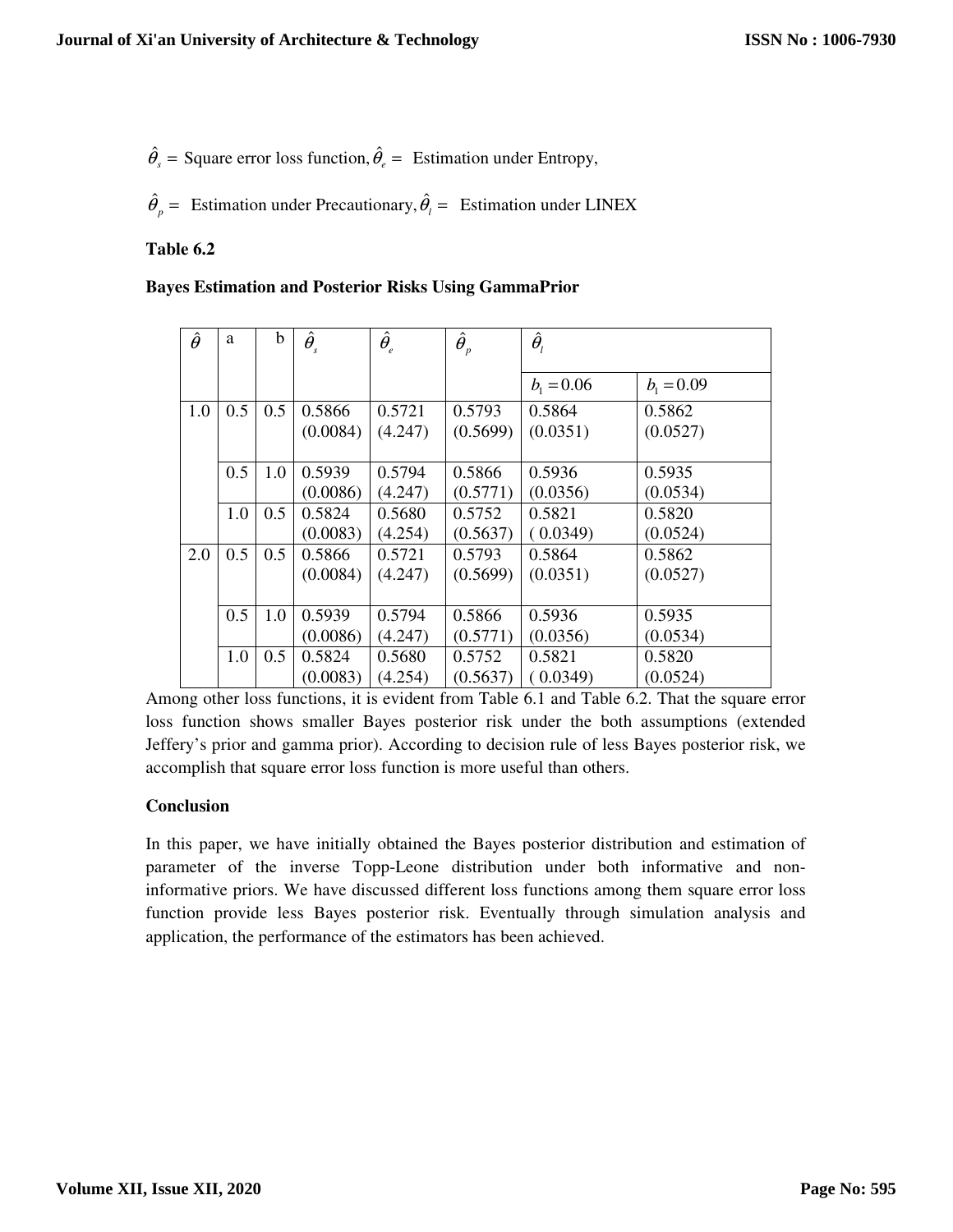$\hat{\theta}_s =$ Square error loss function, $\hat{\theta}_e =$ Estimation under Entropy,

$\hat{\theta}_p =$ Estimation under Precautionary, $\hat{\theta}_l =$ Estimation under LINEX

**Table 6.2**

**Bayes Estimation and Posterior Risks Using GammaPrior**

| $\hat{\theta}$ | a | b | $\hat{\theta}_s$ | $\hat{\theta}_e$ | $\hat{\theta}_p$ | $\hat{\theta}_l$ | |
|---|---|---|---|---|---|---|---|
| | | | | | | $b_1 = 0.06$ | $b_1 = 0.09$ |
| 1.0 | 0.5 | 0.5 | 0.5866 (0.0084) | 0.5721 (4.247) | 0.5793 (0.5699) | 0.5864 (0.0351) | 0.5862 (0.0527) |
| | 0.5 | 1.0 | 0.5939 (0.0086) | 0.5794 (4.247) | 0.5866 (0.5771) | 0.5936 (0.0356) | 0.5935 (0.0534) |
| | 1.0 | 0.5 | 0.5824 (0.0083) | 0.5680 (4.254) | 0.5752 (0.5637) | 0.5821 ( 0.0349) | 0.5820 (0.0524) |
| 2.0 | 0.5 | 0.5 | 0.5866 (0.0084) | 0.5721 (4.247) | 0.5793 (0.5699) | 0.5864 (0.0351) | 0.5862 (0.0527) |
| | 0.5 | 1.0 | 0.5939 (0.0086) | 0.5794 (4.247) | 0.5866 (0.5771) | 0.5936 (0.0356) | 0.5935 (0.0534) |
| | 1.0 | 0.5 | 0.5824 (0.0083) | 0.5680 (4.254) | 0.5752 (0.5637) | 0.5821 ( 0.0349) | 0.5820 (0.0524) |

Among other loss functions, it is evident from Table 6.1 and Table 6.2. That the square error loss function shows smaller Bayes posterior risk under the both assumptions (extended Jeffery's prior and gamma prior). According to decision rule of less Bayes posterior risk, we accomplish that square error loss function is more useful than others.

**Conclusion**

In this paper, we have initially obtained the Bayes posterior distribution and estimation of parameter of the inverse Topp-Leone distribution under both informative and non-informative priors. We have discussed different loss functions among them square error loss function provide less Bayes posterior risk. Eventually through simulation analysis and application, the performance of the estimators has been achieved.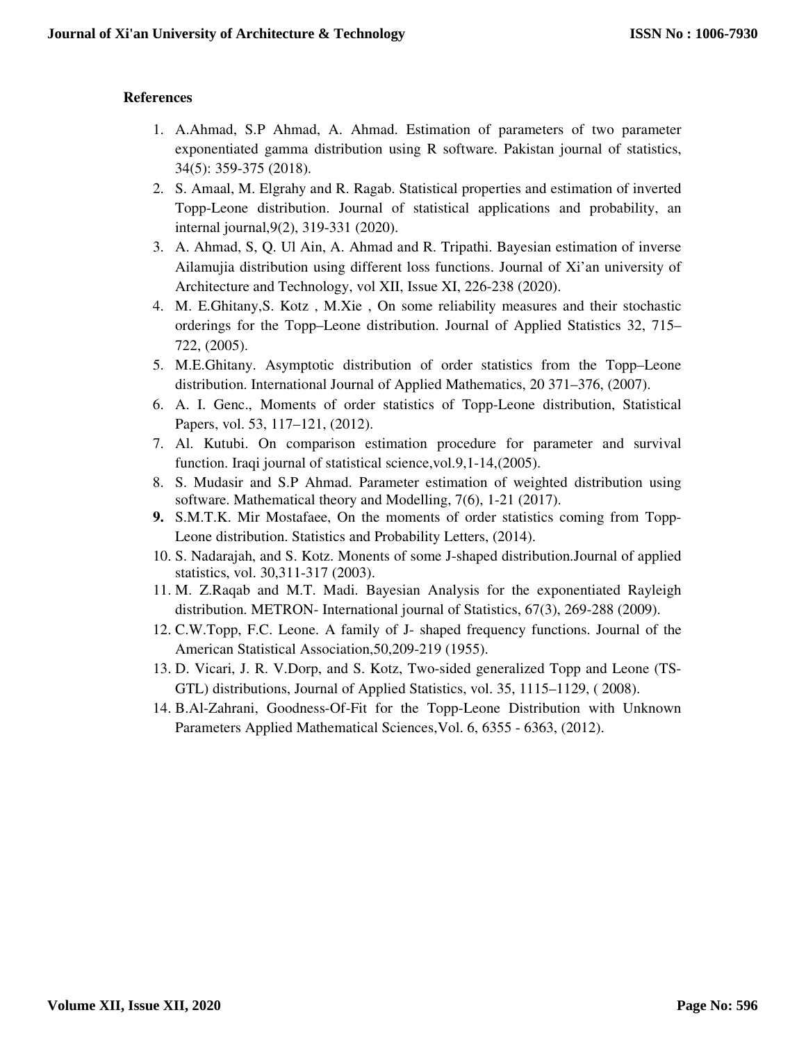**References**

1. A.Ahmad, S.P Ahmad, A. Ahmad. Estimation of parameters of two parameter exponentiated gamma distribution using R software. Pakistan journal of statistics, 34(5): 359-375 (2018).
2. S. Amaal, M. Elgrahy and R. Ragab. Statistical properties and estimation of inverted Topp-Leone distribution. Journal of statistical applications and probability, an internal journal,9(2), 319-331 (2020).
3. A. Ahmad, S, Q. Ul Ain, A. Ahmad and R. Tripathi. Bayesian estimation of inverse Ailamujia distribution using different loss functions. Journal of Xi'an university of Architecture and Technology, vol XII, Issue XI, 226-238 (2020).
4. M. E.Ghitany,S. Kotz , M.Xie , On some reliability measures and their stochastic orderings for the Topp–Leone distribution. Journal of Applied Statistics 32, 715–722, (2005).
5. M.E.Ghitany. Asymptotic distribution of order statistics from the Topp–Leone distribution. International Journal of Applied Mathematics, 20 371–376, (2007).
6. A. I. Genc., Moments of order statistics of Topp-Leone distribution, Statistical Papers, vol. 53, 117–121, (2012).
7. Al. Kutubi. On comparison estimation procedure for parameter and survival function. Iraqi journal of statistical science,vol.9,1-14,(2005).
8. S. Mudasir and S.P Ahmad. Parameter estimation of weighted distribution using software. Mathematical theory and Modelling, 7(6), 1-21 (2017).
9. S.M.T.K. Mir Mostafaee, On the moments of order statistics coming from Topp-Leone distribution. Statistics and Probability Letters, (2014).
10. S. Nadarajah, and S. Kotz. Monents of some J-shaped distribution.Journal of applied statistics, vol. 30,311-317 (2003).
11. M. Z.Raqab and M.T. Madi. Bayesian Analysis for the exponentiated Rayleigh distribution. METRON- International journal of Statistics, 67(3), 269-288 (2009).
12. C.W.Topp, F.C. Leone. A family of J- shaped frequency functions. Journal of the American Statistical Association,50,209-219 (1955).
13. D. Vicari, J. R. V.Dorp, and S. Kotz, Two-sided generalized Topp and Leone (TS-GTL) distributions, Journal of Applied Statistics, vol. 35, 1115–1129, ( 2008).
14. B.Al-Zahrani, Goodness-Of-Fit for the Topp-Leone Distribution with Unknown Parameters Applied Mathematical Sciences,Vol. 6, 6355 - 6363, (2012).